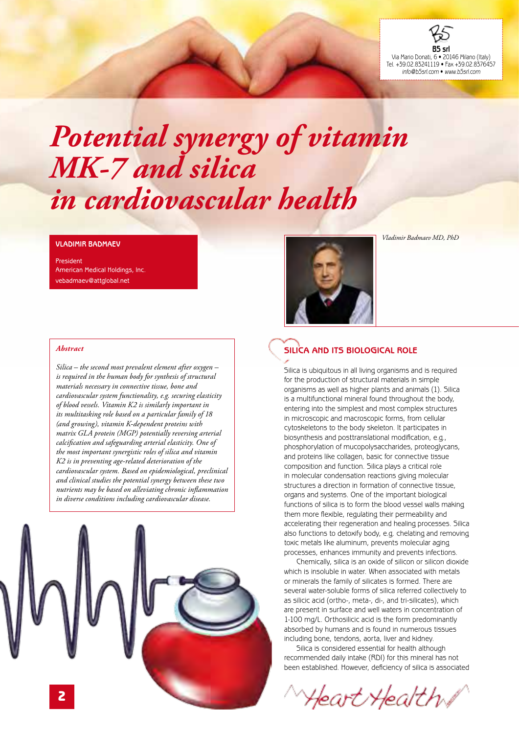B5 srl
Via Mario Donati, 6 • 20146 Milano (Italy)
Tel. +39.02.83241119 • Fax +39.02.8376457
info@b5srl.com • www.b5srl.com

# Potential synergy of vitamin MK-7 and silica in cardiovascular health

**VLADIMIR BADMAEV**

President
American Medical Holdings, Inc.
vebadmaev@attglobal.net

*Vladimir Badmaev MD, PhD*

***Abstract***

*Silica – the second most prevalent element after oxygen – is required in the human body for synthesis of structural materials necessary in connective tissue, bone and cardiovascular system functionality, e.g. securing elasticity of blood vessels. Vitamin K2 is similarly important in its multitasking role based on a particular family of 18 (and growing), vitamin K-dependent proteins with matrix GLA protein (MGP) potentially reversing arterial calcification and safeguarding arterial elasticity. One of the most important synergistic roles of silica and vitamin K2 is in preventing age-related deterioration of the cardiovascular system. Based on epidemiological, preclinical and clinical studies the potential synergy between these two nutrients may be based on alleviating chronic inflammation in diverse conditions including cardiovascular disease.*

## SILICA AND ITS BIOLOGICAL ROLE

Silica is ubiquitous in all living organisms and is required for the production of structural materials in simple organisms as well as higher plants and animals (1). Silica is a multifunctional mineral found throughout the body, entering into the simplest and most complex structures in microscopic and macroscopic forms, from cellular cytoskeletons to the body skeleton. It participates in biosynthesis and posttranslational modification, e.g., phosphorylation of mucopolysaccharides, proteoglycans, and proteins like collagen, basic for connective tissue composition and function. Silica plays a critical role in molecular condensation reactions giving molecular structures a direction in formation of connective tissue, organs and systems. One of the important biological functions of silica is to form the blood vessel walls making them more flexible, regulating their permeability and accelerating their regeneration and healing processes. Silica also functions to detoxify body, e.g. chelating and removing toxic metals like aluminum, prevents molecular aging processes, enhances immunity and prevents infections.

Chemically, silica is an oxide of silicon or silicon dioxide which is insoluble in water. When associated with metals or minerals the family of silicates is formed. There are several water-soluble forms of silica referred collectively to as silicic acid (ortho-, meta-, di-, and tri-silicates), which are present in surface and well waters in concentration of 1-100 mg/L. Orthosilicic acid is the form predominantly absorbed by humans and is found in numerous tissues including bone, tendons, aorta, liver and kidney.

Silica is considered essential for health although recommended daily intake (RDI) for this mineral has not been established. However, deficiency of silica is associated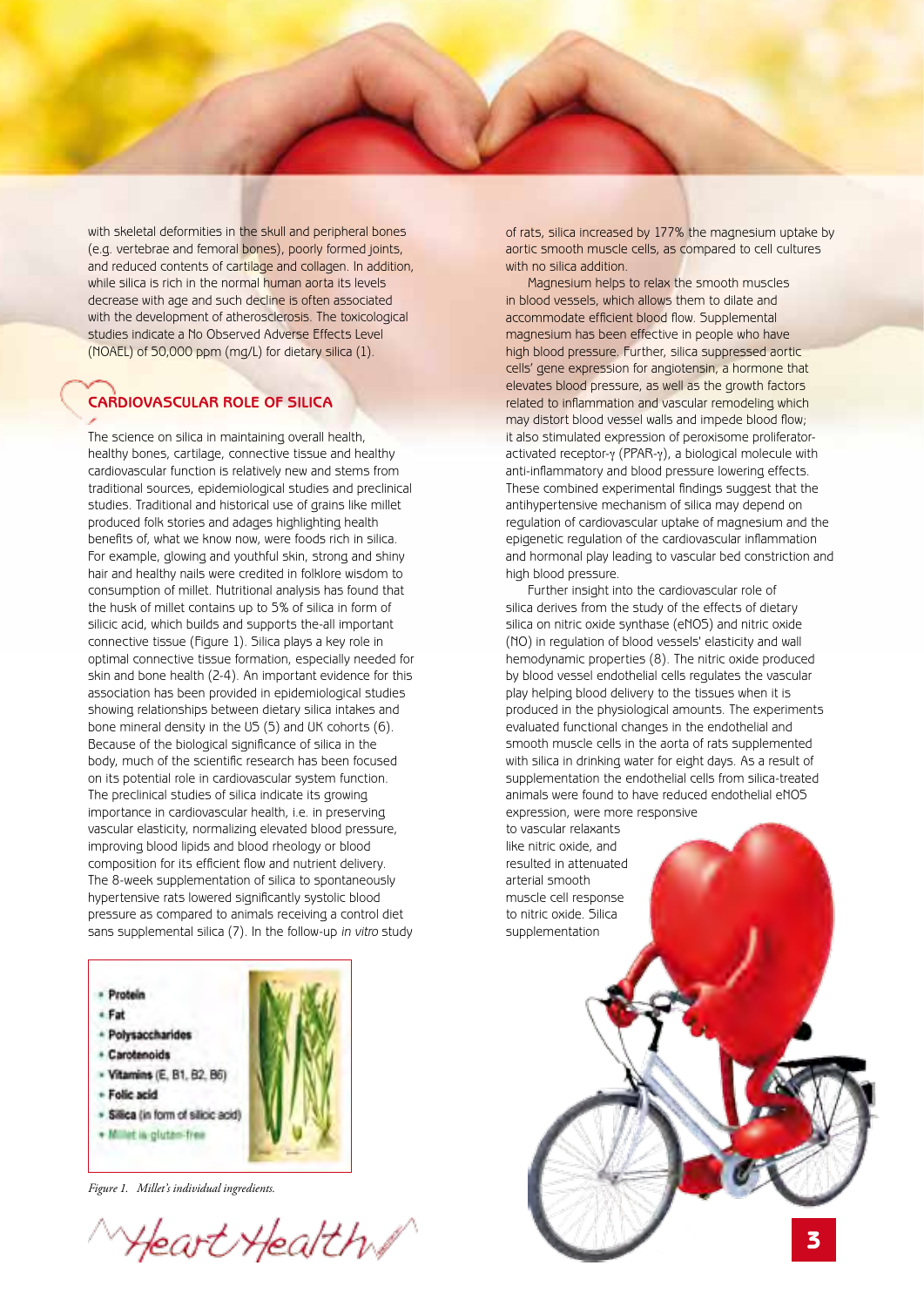with skeletal deformities in the skull and peripheral bones (e.g. vertebrae and femoral bones), poorly formed joints, and reduced contents of cartilage and collagen. In addition, while silica is rich in the normal human aorta its levels decrease with age and such decline is often associated with the development of atherosclerosis. The toxicological studies indicate a No Observed Adverse Effects Level (NOAEL) of 50,000 ppm (mg/L) for dietary silica (1).

## CARDIOVASCULAR ROLE OF SILICA

The science on silica in maintaining overall health, healthy bones, cartilage, connective tissue and healthy cardiovascular function is relatively new and stems from traditional sources, epidemiological studies and preclinical studies. Traditional and historical use of grains like millet produced folk stories and adages highlighting health benefits of, what we know now, were foods rich in silica. For example, glowing and youthful skin, strong and shiny hair and healthy nails were credited in folklore wisdom to consumption of millet. Nutritional analysis has found that the husk of millet contains up to 5% of silica in form of silicic acid, which builds and supports the-all important connective tissue (Figure 1). Silica plays a key role in optimal connective tissue formation, especially needed for skin and bone health (2-4). An important evidence for this association has been provided in epidemiological studies showing relationships between dietary silica intakes and bone mineral density in the US (5) and UK cohorts (6). Because of the biological significance of silica in the body, much of the scientific research has been focused on its potential role in cardiovascular system function. The preclinical studies of silica indicate its growing importance in cardiovascular health, i.e. in preserving vascular elasticity, normalizing elevated blood pressure, improving blood lipids and blood rheology or blood composition for its efficient flow and nutrient delivery. The 8-week supplementation of silica to spontaneously hypertensive rats lowered significantly systolic blood pressure as compared to animals receiving a control diet sans supplemental silica (7). In the follow-up *in vitro* study of rats, silica increased by 177% the magnesium uptake by aortic smooth muscle cells, as compared to cell cultures with no silica addition.

Magnesium helps to relax the smooth muscles in blood vessels, which allows them to dilate and accommodate efficient blood flow. Supplemental magnesium has been effective in people who have high blood pressure. Further, silica suppressed aortic cells' gene expression for angiotensin, a hormone that elevates blood pressure, as well as the growth factors related to inflammation and vascular remodeling which may distort blood vessel walls and impede blood flow; it also stimulated expression of peroxisome proliferator-activated receptor-γ (PPAR-γ), a biological molecule with anti-inflammatory and blood pressure lowering effects. These combined experimental findings suggest that the antihypertensive mechanism of silica may depend on regulation of cardiovascular uptake of magnesium and the epigenetic regulation of the cardiovascular inflammation and hormonal play leading to vascular bed constriction and high blood pressure.

Further insight into the cardiovascular role of silica derives from the study of the effects of dietary silica on nitric oxide synthase (eNOS) and nitric oxide (NO) in regulation of blood vessels' elasticity and wall hemodynamic properties (8). The nitric oxide produced by blood vessel endothelial cells regulates the vascular play helping blood delivery to the tissues when it is produced in the physiological amounts. The experiments evaluated functional changes in the endothelial and smooth muscle cells in the aorta of rats supplemented with silica in drinking water for eight days. As a result of supplementation the endothelial cells from silica-treated animals were found to have reduced endothelial eNOS expression, were more responsive to vascular relaxants like nitric oxide, and resulted in attenuated arterial smooth muscle cell response to nitric oxide. Silica supplementation

- **Protein**
- **Fat**
- **Polysaccharides**
- **Carotenoids**
- **Vitamins** (E, B1, B2, B6)
- **Folic acid**
- **Silica** (in form of silicic acid)
- Millet is gluten-free

*Figure 1. Millet's individual ingredients.*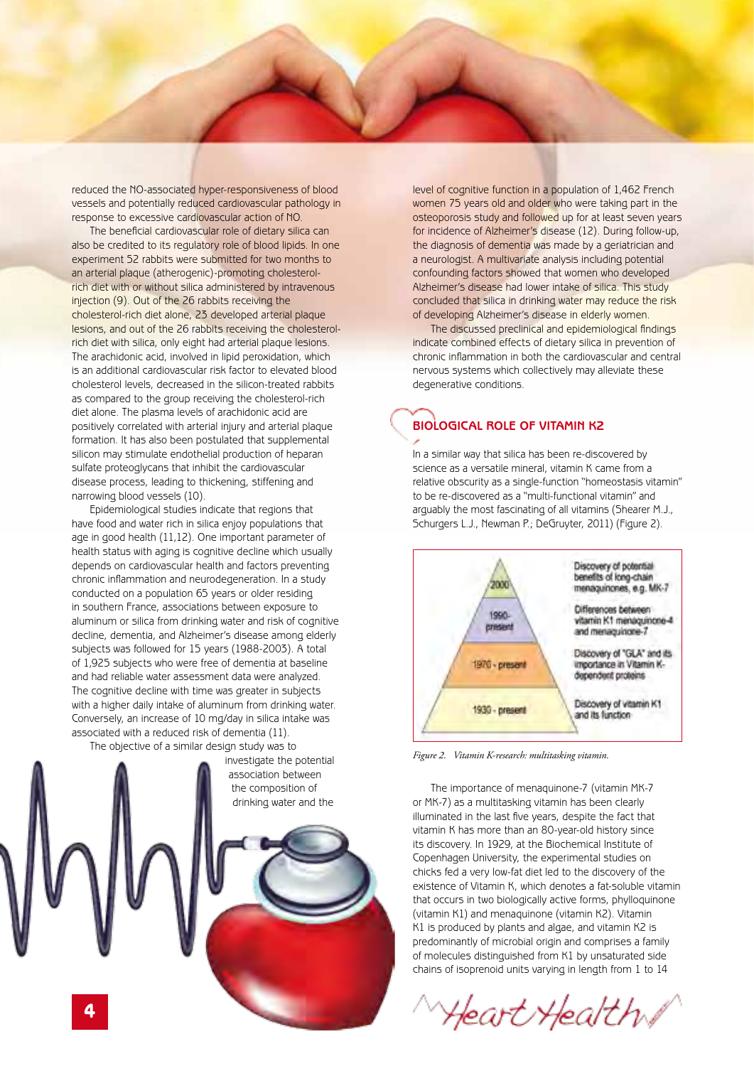reduced the NO-associated hyper-responsiveness of blood vessels and potentially reduced cardiovascular pathology in response to excessive cardiovascular action of NO.

The beneficial cardiovascular role of dietary silica can also be credited to its regulatory role of blood lipids. In one experiment 52 rabbits were submitted for two months to an arterial plaque (atherogenic)-promoting cholesterol-rich diet with or without silica administered by intravenous injection (9). Out of the 26 rabbits receiving the cholesterol-rich diet alone, 23 developed arterial plaque lesions, and out of the 26 rabbits receiving the cholesterol-rich diet with silica, only eight had arterial plaque lesions. The arachidonic acid, involved in lipid peroxidation, which is an additional cardiovascular risk factor to elevated blood cholesterol levels, decreased in the silicon-treated rabbits as compared to the group receiving the cholesterol-rich diet alone. The plasma levels of arachidonic acid are positively correlated with arterial injury and arterial plaque formation. It has also been postulated that supplemental silicon may stimulate endothelial production of heparan sulfate proteoglycans that inhibit the cardiovascular disease process, leading to thickening, stiffening and narrowing blood vessels (10).

Epidemiological studies indicate that regions that have food and water rich in silica enjoy populations that age in good health (11,12). One important parameter of health status with aging is cognitive decline which usually depends on cardiovascular health and factors preventing chronic inflammation and neurodegeneration. In a study conducted on a population 65 years or older residing in southern France, associations between exposure to aluminum or silica from drinking water and risk of cognitive decline, dementia, and Alzheimer's disease among elderly subjects was followed for 15 years (1988-2003). A total of 1,925 subjects who were free of dementia at baseline and had reliable water assessment data were analyzed. The cognitive decline with time was greater in subjects with a higher daily intake of aluminum from drinking water. Conversely, an increase of 10 mg/day in silica intake was associated with a reduced risk of dementia (11).

The objective of a similar design study was to investigate the potential association between the composition of drinking water and the level of cognitive function in a population of 1,462 French women 75 years old and older who were taking part in the osteoporosis study and followed up for at least seven years for incidence of Alzheimer's disease (12). During follow-up, the diagnosis of dementia was made by a geriatrician and a neurologist. A multivariate analysis including potential confounding factors showed that women who developed Alzheimer's disease had lower intake of silica. This study concluded that silica in drinking water may reduce the risk of developing Alzheimer's disease in elderly women.

The discussed preclinical and epidemiological findings indicate combined effects of dietary silica in prevention of chronic inflammation in both the cardiovascular and central nervous systems which collectively may alleviate these degenerative conditions.

## BIOLOGICAL ROLE OF VITAMIN K2

In a similar way that silica has been re-discovered by science as a versatile mineral, vitamin K came from a relative obscurity as a single-function "homeostasis vitamin" to be re-discovered as a "multi-functional vitamin" and arguably the most fascinating of all vitamins (Shearer M.J., Schurgers L.J., Newman P.; DeGruyter, 2011) (Figure 2).

| Period | Research |
| --- | --- |
| 2000 | Discovery of potential benefits of long-chain menaquinones, e.g. MK-7 |
| 1990-present | Differences between vitamin K1 menaquinone-4 and menaquinone-7 |
| 1970 - present | Discovery of "GLA" and its importance in Vitamin K-dependent proteins |
| 1930 - present | Discovery of vitamin K1 and its function |

*Figure 2. Vitamin K-research: multitasking vitamin.*

The importance of menaquinone-7 (vitamin MK-7 or MK-7) as a multitasking vitamin has been clearly illuminated in the last five years, despite the fact that vitamin K has more than an 80-year-old history since its discovery. In 1929, at the Biochemical Institute of Copenhagen University, the experimental studies on chicks fed a very low-fat diet led to the discovery of the existence of Vitamin K, which denotes a fat-soluble vitamin that occurs in two biologically active forms, phylloquinone (vitamin K1) and menaquinone (vitamin K2). Vitamin K1 is produced by plants and algae, and vitamin K2 is predominantly of microbial origin and comprises a family of molecules distinguished from K1 by unsaturated side chains of isoprenoid units varying in length from 1 to 14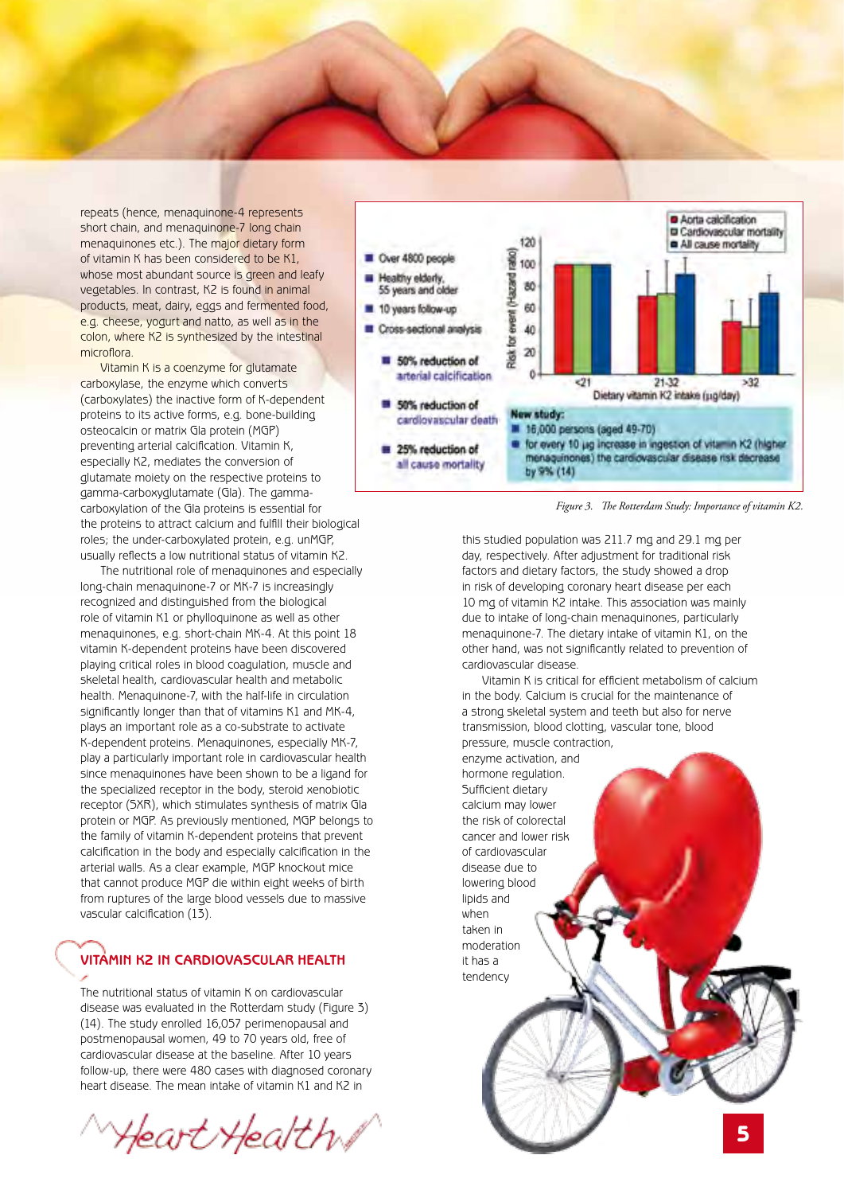repeats (hence, menaquinone-4 represents short chain, and menaquinone-7 long chain menaquinones etc.). The major dietary form of vitamin K has been considered to be K1, whose most abundant source is green and leafy vegetables. In contrast, K2 is found in animal products, meat, dairy, eggs and fermented food, e.g. cheese, yogurt and natto, as well as in the colon, where K2 is synthesized by the intestinal microflora.

Vitamin K is a coenzyme for glutamate carboxylase, the enzyme which converts (carboxylates) the inactive form of K-dependent proteins to its active forms, e.g. bone-building osteocalcin or matrix Gla protein (MGP) preventing arterial calcification. Vitamin K, especially K2, mediates the conversion of glutamate moiety on the respective proteins to gamma-carboxyglutamate (Gla). The gamma-carboxylation of the Gla proteins is essential for the proteins to attract calcium and fulfill their biological roles; the under-carboxylated protein, e.g. unMGP, usually reflects a low nutritional status of vitamin K2.

The nutritional role of menaquinones and especially long-chain menaquinone-7 or MK-7 is increasingly recognized and distinguished from the biological role of vitamin K1 or phylloquinone as well as other menaquinones, e.g. short-chain MK-4. At this point 18 vitamin K-dependent proteins have been discovered playing critical roles in blood coagulation, muscle and skeletal health, cardiovascular health and metabolic health. Menaquinone-7, with the half-life in circulation significantly longer than that of vitamins K1 and MK-4, plays an important role as a co-substrate to activate K-dependent proteins. Menaquinones, especially MK-7, play a particularly important role in cardiovascular health since menaquinones have been shown to be a ligand for the specialized receptor in the body, steroid xenobiotic receptor (SXR), which stimulates synthesis of matrix Gla protein or MGP. As previously mentioned, MGP belongs to the family of vitamin K-dependent proteins that prevent calcification in the body and especially calcification in the arterial walls. As a clear example, MGP knockout mice that cannot produce MGP die within eight weeks of birth from ruptures of the large blood vessels due to massive vascular calcification (13).

## VITAMIN K2 IN CARDIOVASCULAR HEALTH

The nutritional status of vitamin K on cardiovascular disease was evaluated in the Rotterdam study (Figure 3) (14). The study enrolled 16,057 perimenopausal and postmenopausal women, 49 to 70 years old, free of cardiovascular disease at the baseline. After 10 years follow-up, there were 480 cases with diagnosed coronary heart disease. The mean intake of vitamin K1 and K2 in

- Over 4800 people
- Healthy elderly, 55 years and older
- 10 years follow-up
- Cross-sectional analysis
  - 50% reduction of arterial calcification
  - 50% reduction of cardiovascular death
  - 25% reduction of all cause mortality

Legend: Aorta calcification; Cardiovascular mortality; All cause mortality

Y-axis: Risk for event (Hazard ratio) — 0, 20, 40, 60, 80, 100, 120
X-axis: Dietary vitamin K2 intake (µg/day) — <21, 21-32, >32

**New study:**
- 16,000 persons (aged 49-70)
- for every 10 µg increase in ingestion of vitamin K2 (higher menaquinones) the cardiovascular disease risk decrease by 9% (14)

*Figure 3. The Rotterdam Study: Importance of vitamin K2.*

this studied population was 211.7 mg and 29.1 mg per day, respectively. After adjustment for traditional risk factors and dietary factors, the study showed a drop in risk of developing coronary heart disease per each 10 mg of vitamin K2 intake. This association was mainly due to intake of long-chain menaquinones, particularly menaquinone-7. The dietary intake of vitamin K1, on the other hand, was not significantly related to prevention of cardiovascular disease.

Vitamin K is critical for efficient metabolism of calcium in the body. Calcium is crucial for the maintenance of a strong skeletal system and teeth but also for nerve transmission, blood clotting, vascular tone, blood pressure, muscle contraction, enzyme activation, and hormone regulation. Sufficient dietary calcium may lower the risk of colorectal cancer and lower risk of cardiovascular disease due to lowering blood lipids and when taken in moderation it has a tendency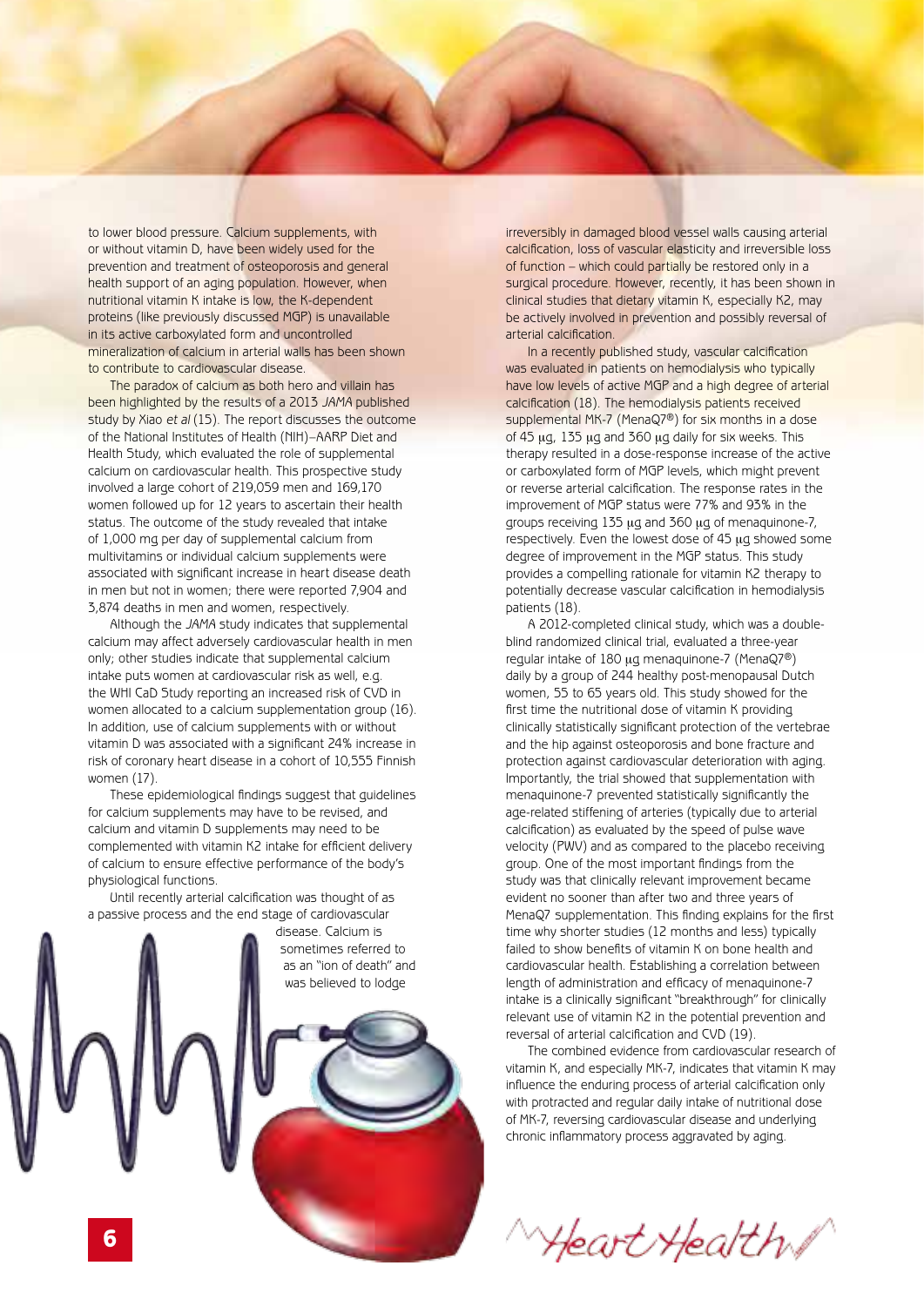to lower blood pressure. Calcium supplements, with or without vitamin D, have been widely used for the prevention and treatment of osteoporosis and general health support of an aging population. However, when nutritional vitamin K intake is low, the K-dependent proteins (like previously discussed MGP) is unavailable in its active carboxylated form and uncontrolled mineralization of calcium in arterial walls has been shown to contribute to cardiovascular disease.

The paradox of calcium as both hero and villain has been highlighted by the results of a 2013 *JAMA* published study by Xiao *et al* (15). The report discusses the outcome of the National Institutes of Health (NIH)–AARP Diet and Health Study, which evaluated the role of supplemental calcium on cardiovascular health. This prospective study involved a large cohort of 219,059 men and 169,170 women followed up for 12 years to ascertain their health status. The outcome of the study revealed that intake of 1,000 mg per day of supplemental calcium from multivitamins or individual calcium supplements were associated with significant increase in heart disease death in men but not in women; there were reported 7,904 and 3,874 deaths in men and women, respectively.

Although the *JAMA* study indicates that supplemental calcium may affect adversely cardiovascular health in men only; other studies indicate that supplemental calcium intake puts women at cardiovascular risk as well, e.g. the WHI CaD Study reporting an increased risk of CVD in women allocated to a calcium supplementation group (16). In addition, use of calcium supplements with or without vitamin D was associated with a significant 24% increase in risk of coronary heart disease in a cohort of 10,555 Finnish women (17).

These epidemiological findings suggest that guidelines for calcium supplements may have to be revised, and calcium and vitamin D supplements may need to be complemented with vitamin K2 intake for efficient delivery of calcium to ensure effective performance of the body's physiological functions.

Until recently arterial calcification was thought of as a passive process and the end stage of cardiovascular disease. Calcium is sometimes referred to as an "ion of death" and was believed to lodge irreversibly in damaged blood vessel walls causing arterial calcification, loss of vascular elasticity and irreversible loss of function – which could partially be restored only in a surgical procedure. However, recently, it has been shown in clinical studies that dietary vitamin K, especially K2, may be actively involved in prevention and possibly reversal of arterial calcification.

In a recently published study, vascular calcification was evaluated in patients on hemodialysis who typically have low levels of active MGP and a high degree of arterial calcification (18). The hemodialysis patients received supplemental MK-7 (MenaQ7®) for six months in a dose of 45 µg, 135 µg and 360 µg daily for six weeks. This therapy resulted in a dose-response increase of the active or carboxylated form of MGP levels, which might prevent or reverse arterial calcification. The response rates in the improvement of MGP status were 77% and 93% in the groups receiving 135 µg and 360 µg of menaquinone-7, respectively. Even the lowest dose of 45 µg showed some degree of improvement in the MGP status. This study provides a compelling rationale for vitamin K2 therapy to potentially decrease vascular calcification in hemodialysis patients (18).

A 2012-completed clinical study, which was a double-blind randomized clinical trial, evaluated a three-year regular intake of 180 µg menaquinone-7 (MenaQ7®) daily by a group of 244 healthy post-menopausal Dutch women, 55 to 65 years old. This study showed for the first time the nutritional dose of vitamin K providing clinically statistically significant protection of the vertebrae and the hip against osteoporosis and bone fracture and protection against cardiovascular deterioration with aging. Importantly, the trial showed that supplementation with menaquinone-7 prevented statistically significantly the age-related stiffening of arteries (typically due to arterial calcification) as evaluated by the speed of pulse wave velocity (PWV) and as compared to the placebo receiving group. One of the most important findings from the study was that clinically relevant improvement became evident no sooner than after two and three years of MenaQ7 supplementation. This finding explains for the first time why shorter studies (12 months and less) typically failed to show benefits of vitamin K on bone health and cardiovascular health. Establishing a correlation between length of administration and efficacy of menaquinone-7 intake is a clinically significant "breakthrough" for clinically relevant use of vitamin K2 in the potential prevention and reversal of arterial calcification and CVD (19).

The combined evidence from cardiovascular research of vitamin K, and especially MK-7, indicates that vitamin K may influence the enduring process of arterial calcification only with protracted and regular daily intake of nutritional dose of MK-7, reversing cardiovascular disease and underlying chronic inflammatory process aggravated by aging.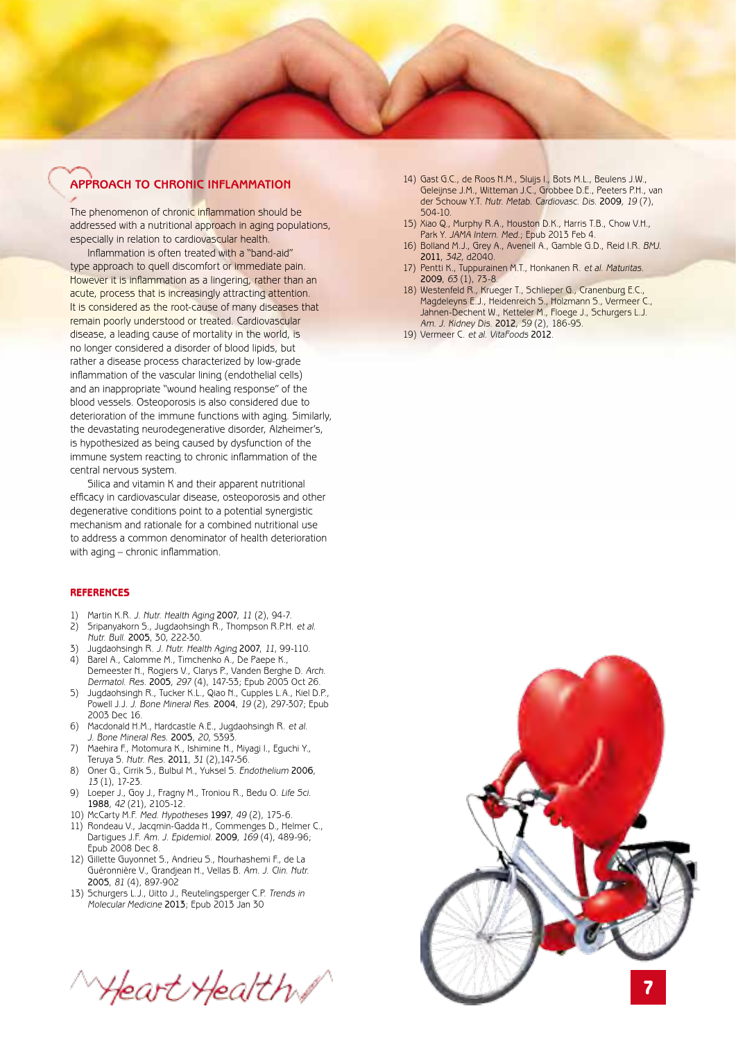## APPROACH TO CHRONIC INFLAMMATION

The phenomenon of chronic inflammation should be addressed with a nutritional approach in aging populations, especially in relation to cardiovascular health.

Inflammation is often treated with a "band-aid" type approach to quell discomfort or immediate pain. However it is inflammation as a lingering, rather than an acute, process that is increasingly attracting attention. It is considered as the root-cause of many diseases that remain poorly understood or treated. Cardiovascular disease, a leading cause of mortality in the world, is no longer considered a disorder of blood lipids, but rather a disease process characterized by low-grade inflammation of the vascular lining (endothelial cells) and an inappropriate "wound healing response" of the blood vessels. Osteoporosis is also considered due to deterioration of the immune functions with aging. Similarly, the devastating neurodegenerative disorder, Alzheimer's, is hypothesized as being caused by dysfunction of the immune system reacting to chronic inflammation of the central nervous system.

Silica and vitamin K and their apparent nutritional efficacy in cardiovascular disease, osteoporosis and other degenerative conditions point to a potential synergistic mechanism and rationale for a combined nutritional use to address a common denominator of health deterioration with aging – chronic inflammation.

### REFERENCES

1) Martin K.R. *J. Nutr. Health Aging* **2007**, *11* (2), 94-7.
2) Sripanyakorn S., Jugdaohsingh R., Thompson R.P.H. *et al. Nutr. Bull.* **2005**, 30, 222-30.
3) Jugdaohsingh R. *J. Nutr. Health Aging* **2007**, *11*, 99-110.
4) Barel A., Calomme M., Timchenko A., De Paepe K., Demeester N., Rogiers V., Clarys P., Vanden Berghe D. *Arch. Dermatol. Res.* **2005**, *297* (4), 147-53; Epub 2005 Oct 26.
5) Jugdaohsingh R., Tucker K.L., Qiao N., Cupples L.A., Kiel D.P., Powell J.J. *J. Bone Mineral Res.* **2004**, *19* (2), 297-307; Epub 2003 Dec 16.
6) Macdonald H.M., Hardcastle A.E., Jugdaohsingh R. *et al. J. Bone Mineral Res.* **2005**, *20*, S393.
7) Maehira F., Motomura K., Ishimine N., Miyagi I., Eguchi Y., Teruya S. *Nutr. Res.* **2011**, *31* (2),147-56.
8) Oner G., Cirrik S., Bulbul M., Yuksel S. *Endothelium* **2006**, *13* (1), 17-23.
9) Loeper J., Goy J., Fragny M., Troniou R., Bedu O. *Life Sci.* **1988**, *42* (21), 2105-12.
10) McCarty M.F. *Med. Hypotheses* **1997**, *49* (2), 175-6.
11) Rondeau V., Jacqmin-Gadda H., Commenges D., Helmer C., Dartigues J.F. *Am. J. Epidemiol.* **2009**, *169* (4), 489-96; Epub 2008 Dec 8.
12) Gillette Guyonnet S., Andrieu S., Nourhashemi F., de La Guéronnière V., Grandjean H., Vellas B. *Am. J. Clin. Nutr.* **2005**, *81* (4), 897-902
13) Schurgers L.J., Uitto J., Reutelingsperger C.P. *Trends in Molecular Medicine* **2013**; Epub 2013 Jan 30
14) Gast G.C., de Roos N.M., Sluijs I., Bots M.L., Beulens J.W., Geleijnse J.M., Witteman J.C., Grobbee D.E., Peeters P.H., van der Schouw Y.T. *Nutr. Metab. Cardiovasc. Dis.* **2009**, *19* (7), 504-10.
15) Xiao Q., Murphy R.A., Houston D.K., Harris T.B., Chow V.H., Park Y. *JAMA Intern. Med.*; Epub 2013 Feb 4.
16) Bolland M.J., Grey A., Avenell A., Gamble G.D., Reid I.R. *BMJ.* **2011**, *342*, d2040.
17) Pentti K., Tuppurainen M.T., Honkanen R. *et al. Maturitas.* **2009**, *63* (1), 73-8.
18) Westenfeld R., Krueger T., Schlieper G., Cranenburg E.C., Magdeleyns E.J., Heidenreich S., Holzmann S., Vermeer C., Jahnen-Dechent W., Ketteler M., Floege J., Schurgers L.J. *Am. J. Kidney Dis.* **2012**, *59* (2), 186-95.
19) Vermeer C. *et al. VitaFoods* **2012**.